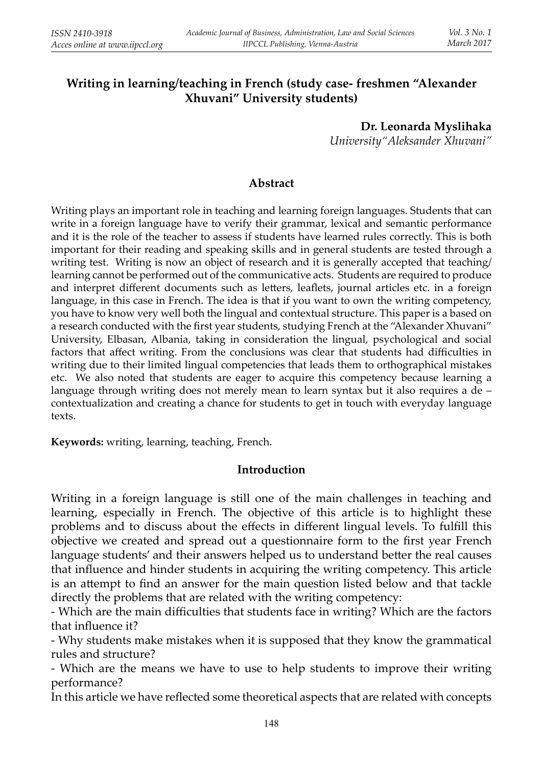# Writing in learning/teaching in French (study case- freshmen "Alexander Xhuvani" University students)

**Dr. Leonarda Myslihaka**
*University"Aleksander Xhuvani"*

## Abstract

Writing plays an important role in teaching and learning foreign languages. Students that can write in a foreign language have to verify their grammar, lexical and semantic performance and it is the role of the teacher to assess if students have learned rules correctly. This is both important for their reading and speaking skills and in general students are tested through a writing test. Writing is now an object of research and it is generally accepted that teaching/learning cannot be performed out of the communicative acts. Students are required to produce and interpret different documents such as letters, leaflets, journal articles etc. in a foreign language, in this case in French. The idea is that if you want to own the writing competency, you have to know very well both the lingual and contextual structure. This paper is a based on a research conducted with the first year students, studying French at the "Alexander Xhuvani" University, Elbasan, Albania, taking in consideration the lingual, psychological and social factors that affect writing. From the conclusions was clear that students had difficulties in writing due to their limited lingual competencies that leads them to orthographical mistakes etc. We also noted that students are eager to acquire this competency because learning a language through writing does not merely mean to learn syntax but it also requires a de – contextualization and creating a chance for students to get in touch with everyday language texts.

**Keywords:** writing, learning, teaching, French.

## Introduction

Writing in a foreign language is still one of the main challenges in teaching and learning, especially in French. The objective of this article is to highlight these problems and to discuss about the effects in different lingual levels. To fulfill this objective we created and spread out a questionnaire form to the first year French language students' and their answers helped us to understand better the real causes that influence and hinder students in acquiring the writing competency. This article is an attempt to find an answer for the main question listed below and that tackle directly the problems that are related with the writing competency:

- Which are the main difficulties that students face in writing? Which are the factors that influence it?
- Why students make mistakes when it is supposed that they know the grammatical rules and structure?
- Which are the means we have to use to help students to improve their writing performance?

In this article we have reflected some theoretical aspects that are related with concepts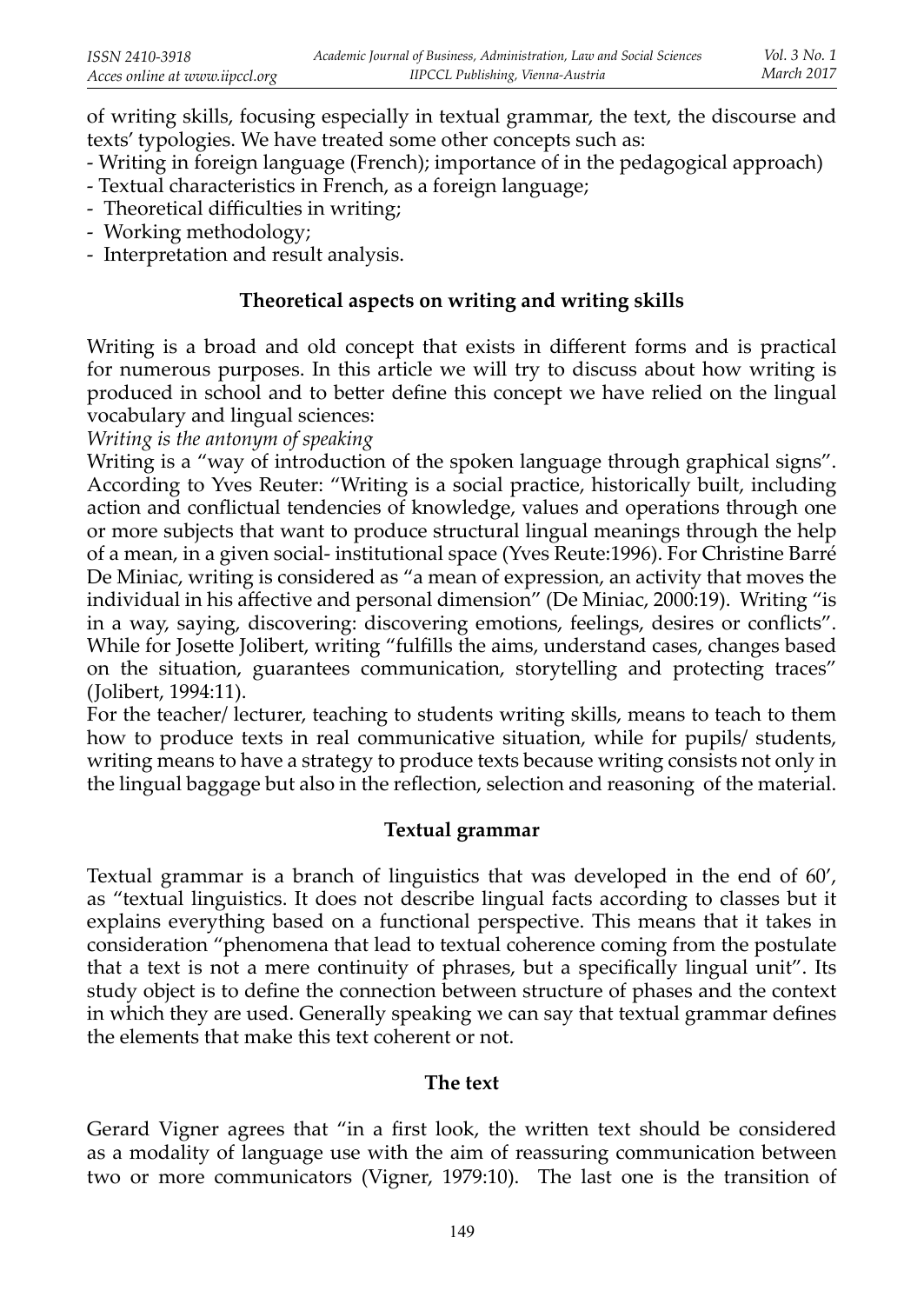of writing skills, focusing especially in textual grammar, the text, the discourse and texts' typologies. We have treated some other concepts such as:

- Writing in foreign language (French); importance of in the pedagogical approach)
- Textual characteristics in French, as a foreign language;
- Theoretical difficulties in writing;
- Working methodology;
- Interpretation and result analysis.

## Theoretical aspects on writing and writing skills

Writing is a broad and old concept that exists in different forms and is practical for numerous purposes. In this article we will try to discuss about how writing is produced in school and to better define this concept we have relied on the lingual vocabulary and lingual sciences:

*Writing is the antonym of speaking*

Writing is a "way of introduction of the spoken language through graphical signs". According to Yves Reuter: "Writing is a social practice, historically built, including action and conflictual tendencies of knowledge, values and operations through one or more subjects that want to produce structural lingual meanings through the help of a mean, in a given social- institutional space (Yves Reute:1996). For Christine Barré De Miniac, writing is considered as "a mean of expression, an activity that moves the individual in his affective and personal dimension" (De Miniac, 2000:19). Writing "is in a way, saying, discovering: discovering emotions, feelings, desires or conflicts". While for Josette Jolibert, writing "fulfills the aims, understand cases, changes based on the situation, guarantees communication, storytelling and protecting traces" (Jolibert, 1994:11).

For the teacher/ lecturer, teaching to students writing skills, means to teach to them how to produce texts in real communicative situation, while for pupils/ students, writing means to have a strategy to produce texts because writing consists not only in the lingual baggage but also in the reflection, selection and reasoning of the material.

## Textual grammar

Textual grammar is a branch of linguistics that was developed in the end of 60', as "textual linguistics. It does not describe lingual facts according to classes but it explains everything based on a functional perspective. This means that it takes in consideration "phenomena that lead to textual coherence coming from the postulate that a text is not a mere continuity of phrases, but a specifically lingual unit". Its study object is to define the connection between structure of phases and the context in which they are used. Generally speaking we can say that textual grammar defines the elements that make this text coherent or not.

## The text

Gerard Vigner agrees that "in a first look, the written text should be considered as a modality of language use with the aim of reassuring communication between two or more communicators (Vigner, 1979:10). The last one is the transition of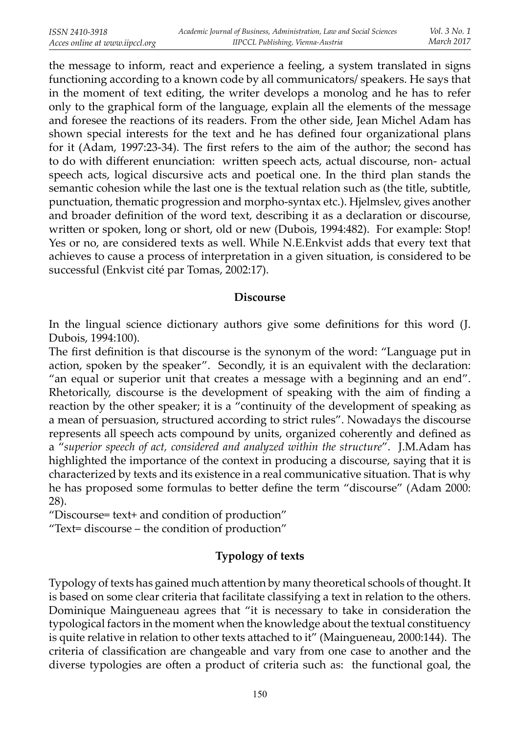the message to inform, react and experience a feeling, a system translated in signs functioning according to a known code by all communicators/ speakers. He says that in the moment of text editing, the writer develops a monolog and he has to refer only to the graphical form of the language, explain all the elements of the message and foresee the reactions of its readers. From the other side, Jean Michel Adam has shown special interests for the text and he has defined four organizational plans for it (Adam, 1997:23-34). The first refers to the aim of the author; the second has to do with different enunciation: written speech acts, actual discourse, non- actual speech acts, logical discursive acts and poetical one. In the third plan stands the semantic cohesion while the last one is the textual relation such as (the title, subtitle, punctuation, thematic progression and morpho-syntax etc.). Hjelmslev, gives another and broader definition of the word text, describing it as a declaration or discourse, written or spoken, long or short, old or new (Dubois, 1994:482). For example: Stop! Yes or no, are considered texts as well. While N.E.Enkvist adds that every text that achieves to cause a process of interpretation in a given situation, is considered to be successful (Enkvist cité par Tomas, 2002:17).

## Discourse

In the lingual science dictionary authors give some definitions for this word (J. Dubois, 1994:100).

The first definition is that discourse is the synonym of the word: "Language put in action, spoken by the speaker". Secondly, it is an equivalent with the declaration: "an equal or superior unit that creates a message with a beginning and an end". Rhetorically, discourse is the development of speaking with the aim of finding a reaction by the other speaker; it is a "continuity of the development of speaking as a mean of persuasion, structured according to strict rules". Nowadays the discourse represents all speech acts compound by units, organized coherently and defined as a "*superior speech of act, considered and analyzed within the structure*". J.M.Adam has highlighted the importance of the context in producing a discourse, saying that it is characterized by texts and its existence in a real communicative situation. That is why he has proposed some formulas to better define the term "discourse" (Adam 2000: 28).

"Discourse= text+ and condition of production"

"Text= discourse – the condition of production"

## Typology of texts

Typology of texts has gained much attention by many theoretical schools of thought. It is based on some clear criteria that facilitate classifying a text in relation to the others. Dominique Maingueneau agrees that "it is necessary to take in consideration the typological factors in the moment when the knowledge about the textual constituency is quite relative in relation to other texts attached to it" (Maingueneau, 2000:144). The criteria of classification are changeable and vary from one case to another and the diverse typologies are often a product of criteria such as: the functional goal, the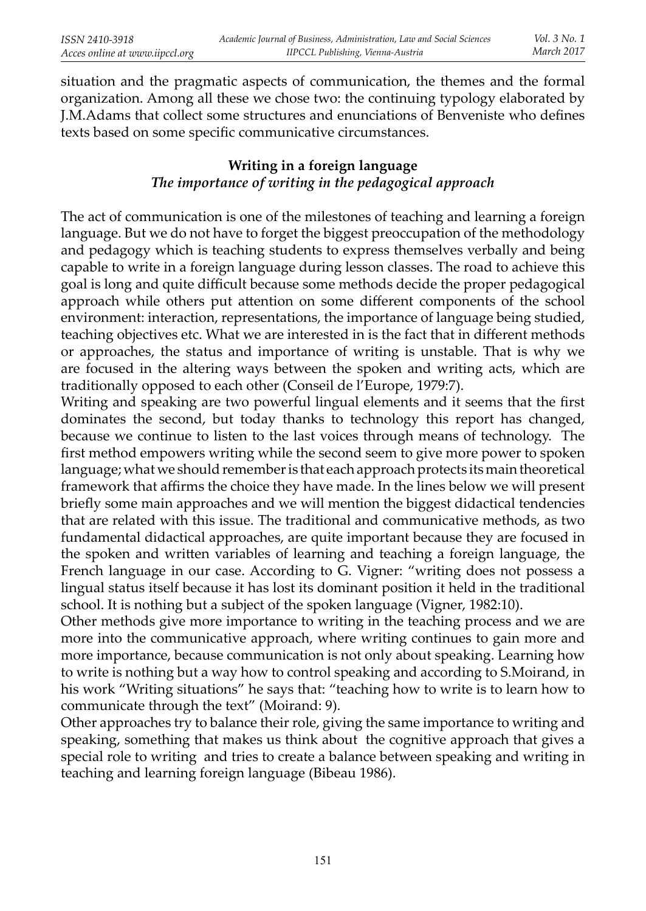situation and the pragmatic aspects of communication, the themes and the formal organization. Among all these we chose two: the continuing typology elaborated by J.M.Adams that collect some structures and enunciations of Benveniste who defines texts based on some specific communicative circumstances.

## Writing in a foreign language

### *The importance of writing in the pedagogical approach*

The act of communication is one of the milestones of teaching and learning a foreign language. But we do not have to forget the biggest preoccupation of the methodology and pedagogy which is teaching students to express themselves verbally and being capable to write in a foreign language during lesson classes. The road to achieve this goal is long and quite difficult because some methods decide the proper pedagogical approach while others put attention on some different components of the school environment: interaction, representations, the importance of language being studied, teaching objectives etc. What we are interested in is the fact that in different methods or approaches, the status and importance of writing is unstable. That is why we are focused in the altering ways between the spoken and writing acts, which are traditionally opposed to each other (Conseil de l'Europe, 1979:7).

Writing and speaking are two powerful lingual elements and it seems that the first dominates the second, but today thanks to technology this report has changed, because we continue to listen to the last voices through means of technology. The first method empowers writing while the second seem to give more power to spoken language; what we should remember is that each approach protects its main theoretical framework that affirms the choice they have made. In the lines below we will present briefly some main approaches and we will mention the biggest didactical tendencies that are related with this issue. The traditional and communicative methods, as two fundamental didactical approaches, are quite important because they are focused in the spoken and written variables of learning and teaching a foreign language, the French language in our case. According to G. Vigner: "writing does not possess a lingual status itself because it has lost its dominant position it held in the traditional school. It is nothing but a subject of the spoken language (Vigner, 1982:10).

Other methods give more importance to writing in the teaching process and we are more into the communicative approach, where writing continues to gain more and more importance, because communication is not only about speaking. Learning how to write is nothing but a way how to control speaking and according to S.Moirand, in his work "Writing situations" he says that: "teaching how to write is to learn how to communicate through the text" (Moirand: 9).

Other approaches try to balance their role, giving the same importance to writing and speaking, something that makes us think about the cognitive approach that gives a special role to writing and tries to create a balance between speaking and writing in teaching and learning foreign language (Bibeau 1986).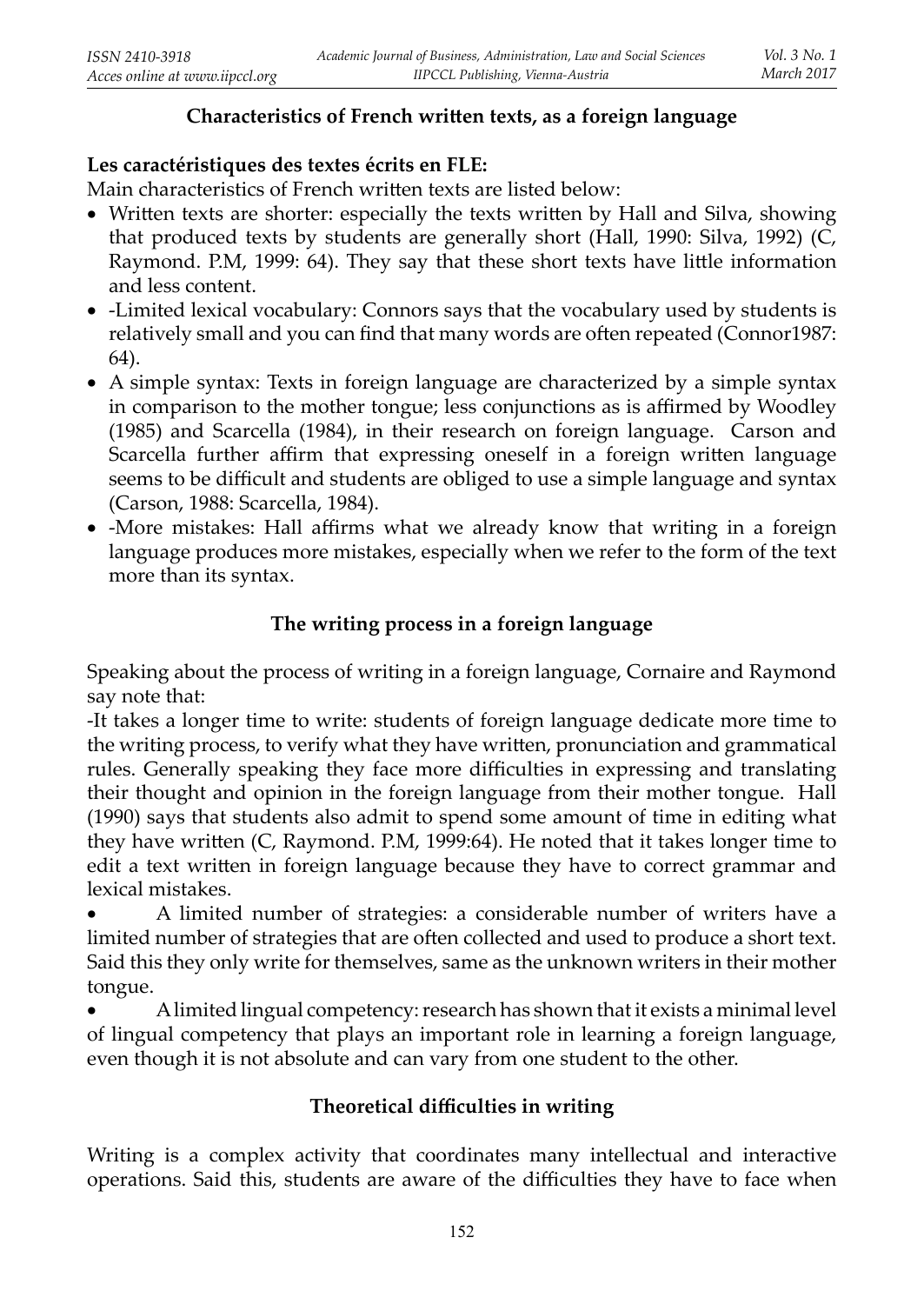## Characteristics of French written texts, as a foreign language

**Les caractéristiques des textes écrits en FLE:**

Main characteristics of French written texts are listed below:

- Written texts are shorter: especially the texts written by Hall and Silva, showing that produced texts by students are generally short (Hall, 1990: Silva, 1992) (C, Raymond. P.M, 1999: 64). They say that these short texts have little information and less content.
- -Limited lexical vocabulary: Connors says that the vocabulary used by students is relatively small and you can find that many words are often repeated (Connor1987: 64).
- A simple syntax: Texts in foreign language are characterized by a simple syntax in comparison to the mother tongue; less conjunctions as is affirmed by Woodley (1985) and Scarcella (1984), in their research on foreign language. Carson and Scarcella further affirm that expressing oneself in a foreign written language seems to be difficult and students are obliged to use a simple language and syntax (Carson, 1988: Scarcella, 1984).
- -More mistakes: Hall affirms what we already know that writing in a foreign language produces more mistakes, especially when we refer to the form of the text more than its syntax.

## The writing process in a foreign language

Speaking about the process of writing in a foreign language, Cornaire and Raymond say note that:

-It takes a longer time to write: students of foreign language dedicate more time to the writing process, to verify what they have written, pronunciation and grammatical rules. Generally speaking they face more difficulties in expressing and translating their thought and opinion in the foreign language from their mother tongue. Hall (1990) says that students also admit to spend some amount of time in editing what they have written (C, Raymond. P.M, 1999:64). He noted that it takes longer time to edit a text written in foreign language because they have to correct grammar and lexical mistakes.

- A limited number of strategies: a considerable number of writers have a limited number of strategies that are often collected and used to produce a short text. Said this they only write for themselves, same as the unknown writers in their mother tongue.
- A limited lingual competency: research has shown that it exists a minimal level of lingual competency that plays an important role in learning a foreign language, even though it is not absolute and can vary from one student to the other.

## Theoretical difficulties in writing

Writing is a complex activity that coordinates many intellectual and interactive operations. Said this, students are aware of the difficulties they have to face when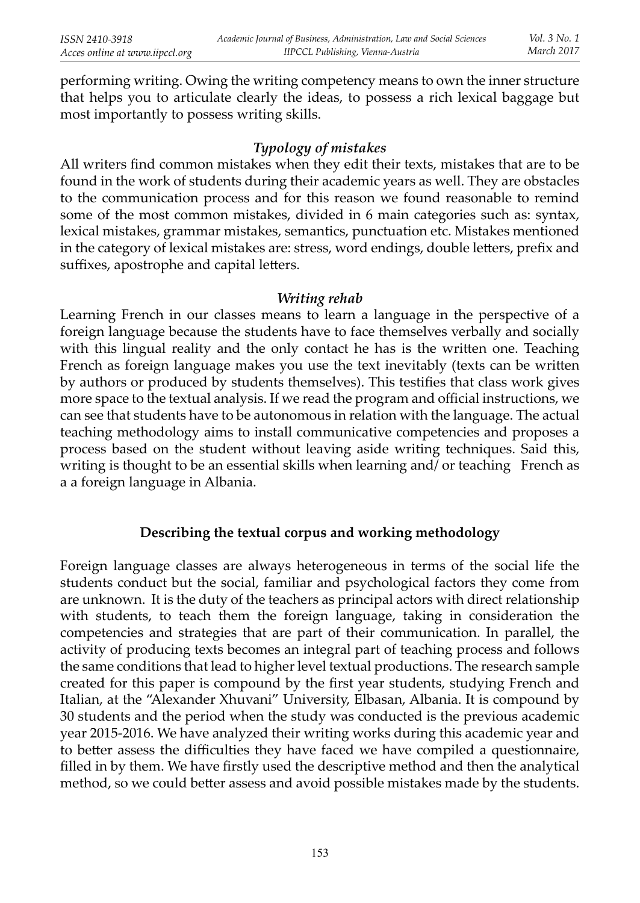performing writing. Owing the writing competency means to own the inner structure that helps you to articulate clearly the ideas, to possess a rich lexical baggage but most importantly to possess writing skills.

### *Typology of mistakes*

All writers find common mistakes when they edit their texts, mistakes that are to be found in the work of students during their academic years as well. They are obstacles to the communication process and for this reason we found reasonable to remind some of the most common mistakes, divided in 6 main categories such as: syntax, lexical mistakes, grammar mistakes, semantics, punctuation etc. Mistakes mentioned in the category of lexical mistakes are: stress, word endings, double letters, prefix and suffixes, apostrophe and capital letters.

### *Writing rehab*

Learning French in our classes means to learn a language in the perspective of a foreign language because the students have to face themselves verbally and socially with this lingual reality and the only contact he has is the written one. Teaching French as foreign language makes you use the text inevitably (texts can be written by authors or produced by students themselves). This testifies that class work gives more space to the textual analysis. If we read the program and official instructions, we can see that students have to be autonomous in relation with the language. The actual teaching methodology aims to install communicative competencies and proposes a process based on the student without leaving aside writing techniques. Said this, writing is thought to be an essential skills when learning and/ or teaching French as a a foreign language in Albania.

## Describing the textual corpus and working methodology

Foreign language classes are always heterogeneous in terms of the social life the students conduct but the social, familiar and psychological factors they come from are unknown. It is the duty of the teachers as principal actors with direct relationship with students, to teach them the foreign language, taking in consideration the competencies and strategies that are part of their communication. In parallel, the activity of producing texts becomes an integral part of teaching process and follows the same conditions that lead to higher level textual productions. The research sample created for this paper is compound by the first year students, studying French and Italian, at the "Alexander Xhuvani" University, Elbasan, Albania. It is compound by 30 students and the period when the study was conducted is the previous academic year 2015-2016. We have analyzed their writing works during this academic year and to better assess the difficulties they have faced we have compiled a questionnaire, filled in by them. We have firstly used the descriptive method and then the analytical method, so we could better assess and avoid possible mistakes made by the students.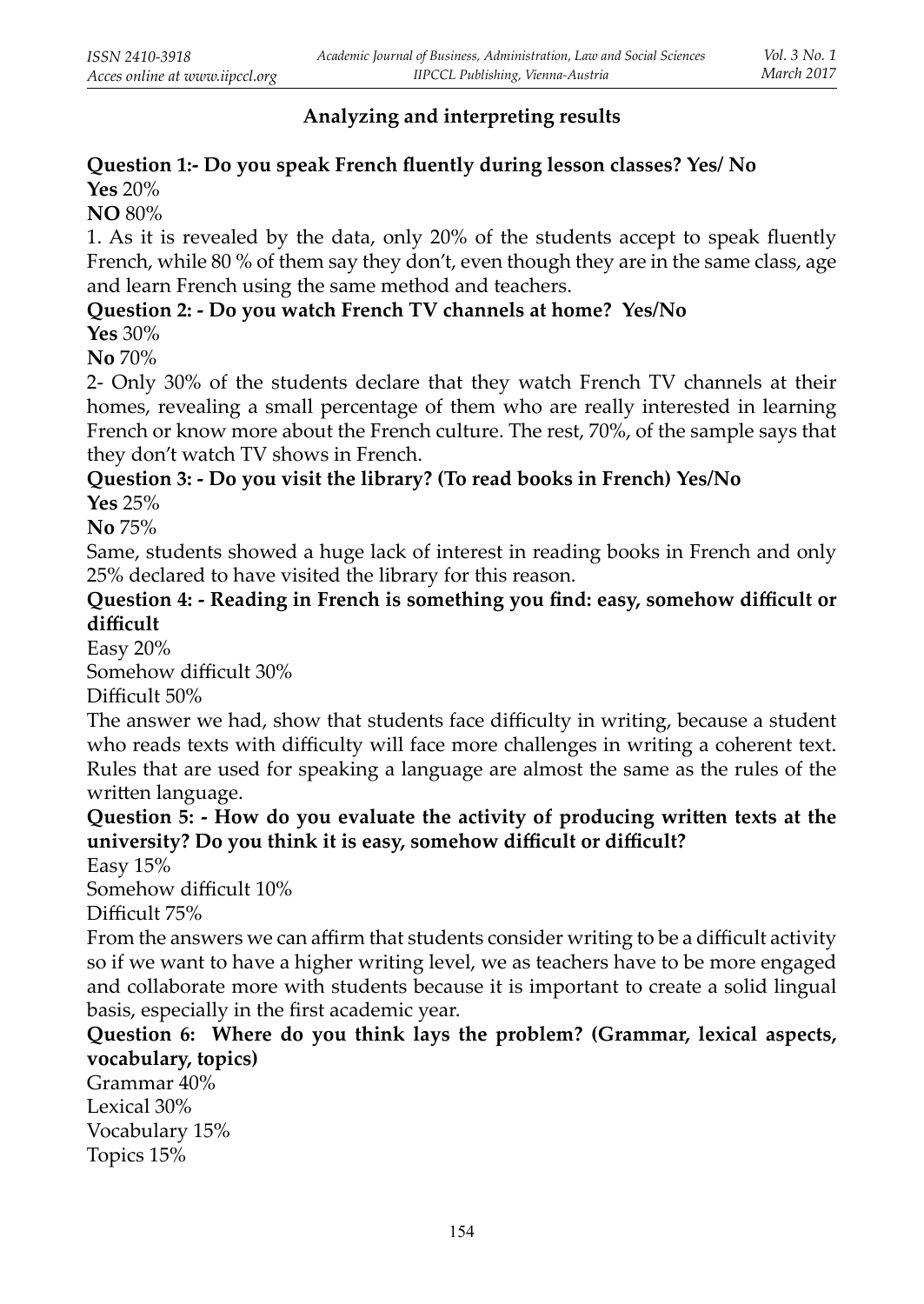## Analyzing and interpreting results

**Question 1:- Do you speak French fluently during lesson classes? Yes/ No**

**Yes** 20%

**NO** 80%

1. As it is revealed by the data, only 20% of the students accept to speak fluently French, while 80 % of them say they don't, even though they are in the same class, age and learn French using the same method and teachers.

**Question 2: - Do you watch French TV channels at home? Yes/No**

**Yes** 30%

**No** 70%

2- Only 30% of the students declare that they watch French TV channels at their homes, revealing a small percentage of them who are really interested in learning French or know more about the French culture. The rest, 70%, of the sample says that they don't watch TV shows in French.

**Question 3: - Do you visit the library? (To read books in French) Yes/No**

**Yes** 25%

**No** 75%

Same, students showed a huge lack of interest in reading books in French and only 25% declared to have visited the library for this reason.

**Question 4: - Reading in French is something you find: easy, somehow difficult or difficult**

Easy 20%

Somehow difficult 30%

Difficult 50%

The answer we had, show that students face difficulty in writing, because a student who reads texts with difficulty will face more challenges in writing a coherent text. Rules that are used for speaking a language are almost the same as the rules of the written language.

**Question 5: - How do you evaluate the activity of producing written texts at the university? Do you think it is easy, somehow difficult or difficult?**

Easy 15%

Somehow difficult 10%

Difficult 75%

From the answers we can affirm that students consider writing to be a difficult activity so if we want to have a higher writing level, we as teachers have to be more engaged and collaborate more with students because it is important to create a solid lingual basis, especially in the first academic year.

**Question 6: Where do you think lays the problem? (Grammar, lexical aspects, vocabulary, topics)**

Grammar 40%

Lexical 30%

Vocabulary 15%

Topics 15%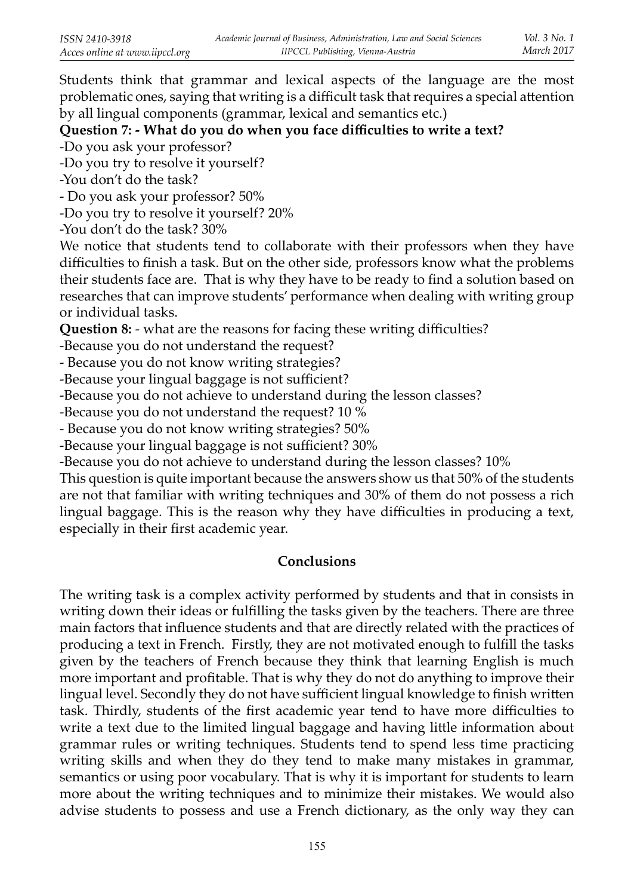Students think that grammar and lexical aspects of the language are the most problematic ones, saying that writing is a difficult task that requires a special attention by all lingual components (grammar, lexical and semantics etc.)

**Question 7: - What do you do when you face difficulties to write a text?**

-Do you ask your professor?

-Do you try to resolve it yourself?

-You don't do the task?

- Do you ask your professor? 50%

-Do you try to resolve it yourself? 20%

-You don't do the task? 30%

We notice that students tend to collaborate with their professors when they have difficulties to finish a task. But on the other side, professors know what the problems their students face are. That is why they have to be ready to find a solution based on researches that can improve students' performance when dealing with writing group or individual tasks.

**Question 8:** - what are the reasons for facing these writing difficulties?

-Because you do not understand the request?

- Because you do not know writing strategies?

-Because your lingual baggage is not sufficient?

-Because you do not achieve to understand during the lesson classes?

-Because you do not understand the request? 10 %

- Because you do not know writing strategies? 50%

-Because your lingual baggage is not sufficient? 30%

-Because you do not achieve to understand during the lesson classes? 10%

This question is quite important because the answers show us that 50% of the students are not that familiar with writing techniques and 30% of them do not possess a rich lingual baggage. This is the reason why they have difficulties in producing a text, especially in their first academic year.

## Conclusions

The writing task is a complex activity performed by students and that in consists in writing down their ideas or fulfilling the tasks given by the teachers. There are three main factors that influence students and that are directly related with the practices of producing a text in French. Firstly, they are not motivated enough to fulfill the tasks given by the teachers of French because they think that learning English is much more important and profitable. That is why they do not do anything to improve their lingual level. Secondly they do not have sufficient lingual knowledge to finish written task. Thirdly, students of the first academic year tend to have more difficulties to write a text due to the limited lingual baggage and having little information about grammar rules or writing techniques. Students tend to spend less time practicing writing skills and when they do they tend to make many mistakes in grammar, semantics or using poor vocabulary. That is why it is important for students to learn more about the writing techniques and to minimize their mistakes. We would also advise students to possess and use a French dictionary, as the only way they can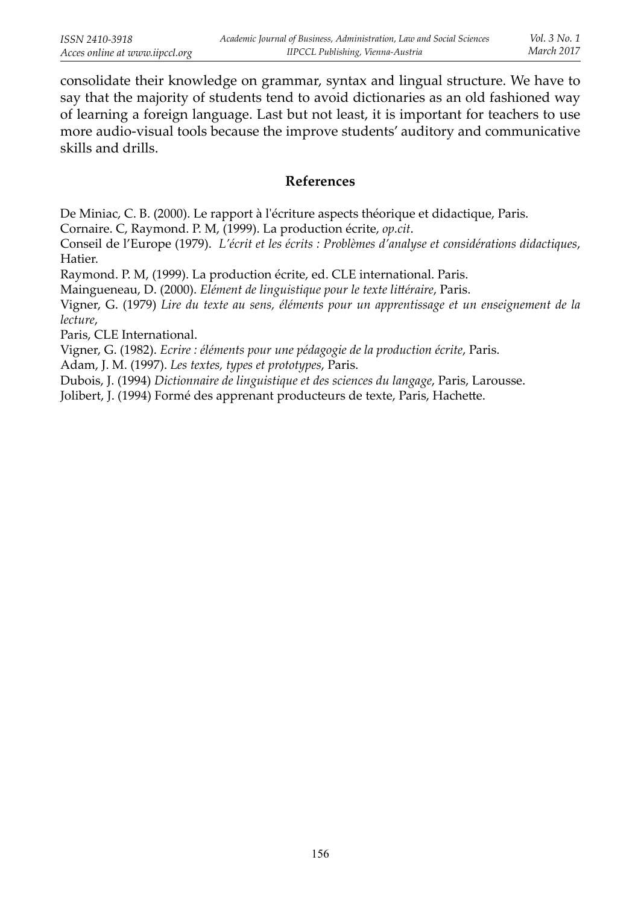consolidate their knowledge on grammar, syntax and lingual structure. We have to say that the majority of students tend to avoid dictionaries as an old fashioned way of learning a foreign language. Last but not least, it is important for teachers to use more audio-visual tools because the improve students' auditory and communicative skills and drills.

## References

De Miniac, C. B. (2000). Le rapport à l'écriture aspects théorique et didactique, Paris.

Cornaire. C, Raymond. P. M, (1999). La production écrite, *op.cit*.

Conseil de l'Europe (1979). *L'écrit et les écrits : Problèmes d'analyse et considérations didactiques*, Hatier.

Raymond. P. M, (1999). La production écrite, ed. CLE international. Paris.

Maingueneau, D. (2000). *Elément de linguistique pour le texte littéraire*, Paris.

Vigner, G. (1979) *Lire du texte au sens, éléments pour un apprentissage et un enseignement de la lecture*,

Paris, CLE International.

Vigner, G. (1982). *Ecrire : éléments pour une pédagogie de la production écrite*, Paris.

Adam, J. M. (1997). *Les textes, types et prototypes*, Paris.

Dubois, J. (1994) *Dictionnaire de linguistique et des sciences du langage*, Paris, Larousse.

Jolibert, J. (1994) Formé des apprenant producteurs de texte, Paris, Hachette.